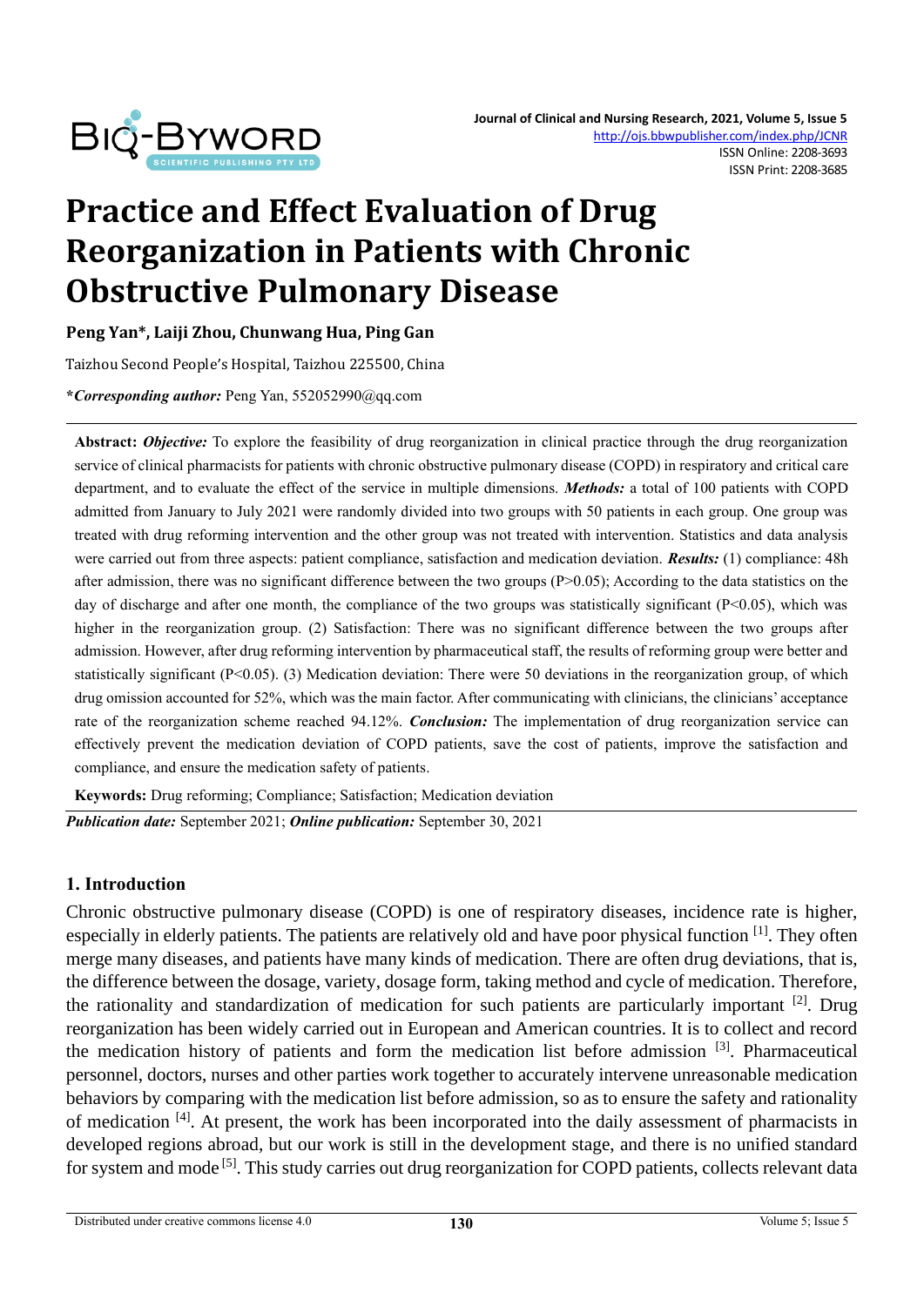# Practice and Effect Evaluation of Drug Reorganization in Patients with Chronic Obstructive Pulmonary Disease

**Peng Yan\*, Laiji Zhou, Chunwang Hua, Ping Gan**

Taizhou Second People's Hospital, Taizhou 225500, China

**\****Corresponding author:*** Peng Yan, 552052990@qq.com

**Abstract:** ***Objective:*** To explore the feasibility of drug reorganization in clinical practice through the drug reorganization service of clinical pharmacists for patients with chronic obstructive pulmonary disease (COPD) in respiratory and critical care department, and to evaluate the effect of the service in multiple dimensions. ***Methods:*** a total of 100 patients with COPD admitted from January to July 2021 were randomly divided into two groups with 50 patients in each group. One group was treated with drug reforming intervention and the other group was not treated with intervention. Statistics and data analysis were carried out from three aspects: patient compliance, satisfaction and medication deviation. ***Results:*** (1) compliance: 48h after admission, there was no significant difference between the two groups ($P>0.05$); According to the data statistics on the day of discharge and after one month, the compliance of the two groups was statistically significant ($P<0.05$), which was higher in the reorganization group. (2) Satisfaction: There was no significant difference between the two groups after admission. However, after drug reforming intervention by pharmaceutical staff, the results of reforming group were better and statistically significant ($P<0.05$). (3) Medication deviation: There were 50 deviations in the reorganization group, of which drug omission accounted for 52%, which was the main factor. After communicating with clinicians, the clinicians' acceptance rate of the reorganization scheme reached 94.12%. ***Conclusion:*** The implementation of drug reorganization service can effectively prevent the medication deviation of COPD patients, save the cost of patients, improve the satisfaction and compliance, and ensure the medication safety of patients.

**Keywords:** Drug reforming; Compliance; Satisfaction; Medication deviation

***Publication date:*** September 2021; ***Online publication:*** September 30, 2021

## 1. Introduction

Chronic obstructive pulmonary disease (COPD) is one of respiratory diseases, incidence rate is higher, especially in elderly patients. The patients are relatively old and have poor physical function [1]. They often merge many diseases, and patients have many kinds of medication. There are often drug deviations, that is, the difference between the dosage, variety, dosage form, taking method and cycle of medication. Therefore, the rationality and standardization of medication for such patients are particularly important [2]. Drug reorganization has been widely carried out in European and American countries. It is to collect and record the medication history of patients and form the medication list before admission [3]. Pharmaceutical personnel, doctors, nurses and other parties work together to accurately intervene unreasonable medication behaviors by comparing with the medication list before admission, so as to ensure the safety and rationality of medication [4]. At present, the work has been incorporated into the daily assessment of pharmacists in developed regions abroad, but our work is still in the development stage, and there is no unified standard for system and mode [5]. This study carries out drug reorganization for COPD patients, collects relevant data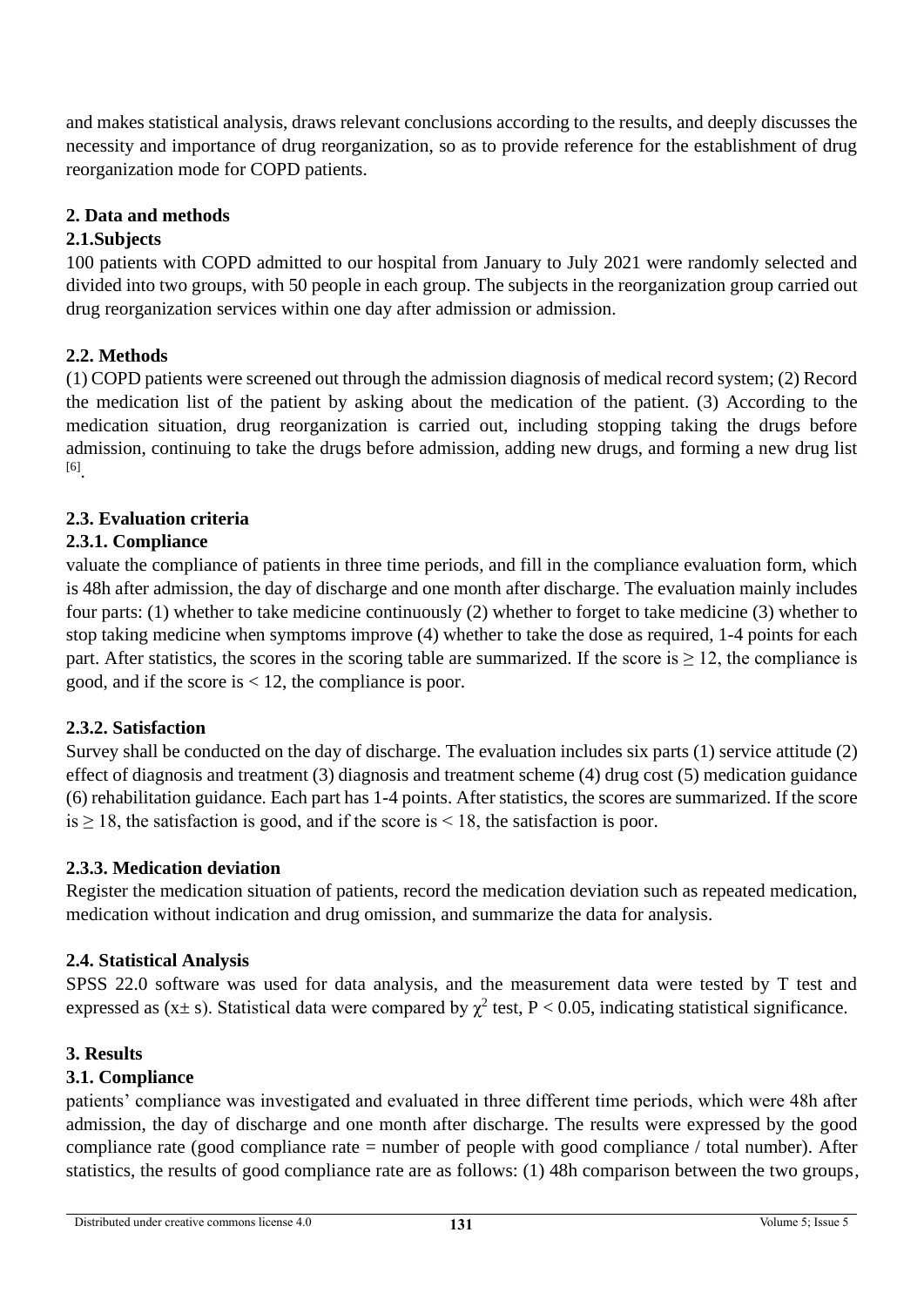and makes statistical analysis, draws relevant conclusions according to the results, and deeply discusses the necessity and importance of drug reorganization, so as to provide reference for the establishment of drug reorganization mode for COPD patients.

## 2. Data and methods

### 2.1.Subjects

100 patients with COPD admitted to our hospital from January to July 2021 were randomly selected and divided into two groups, with 50 people in each group. The subjects in the reorganization group carried out drug reorganization services within one day after admission or admission.

### 2.2. Methods

(1) COPD patients were screened out through the admission diagnosis of medical record system; (2) Record the medication list of the patient by asking about the medication of the patient. (3) According to the medication situation, drug reorganization is carried out, including stopping taking the drugs before admission, continuing to take the drugs before admission, adding new drugs, and forming a new drug list [6].

### 2.3. Evaluation criteria

#### 2.3.1. Compliance

valuate the compliance of patients in three time periods, and fill in the compliance evaluation form, which is 48h after admission, the day of discharge and one month after discharge. The evaluation mainly includes four parts: (1) whether to take medicine continuously (2) whether to forget to take medicine (3) whether to stop taking medicine when symptoms improve (4) whether to take the dose as required, 1-4 points for each part. After statistics, the scores in the scoring table are summarized. If the score is $\geq 12$, the compliance is good, and if the score is $< 12$, the compliance is poor.

#### 2.3.2. Satisfaction

Survey shall be conducted on the day of discharge. The evaluation includes six parts (1) service attitude (2) effect of diagnosis and treatment (3) diagnosis and treatment scheme (4) drug cost (5) medication guidance (6) rehabilitation guidance. Each part has 1-4 points. After statistics, the scores are summarized. If the score is $\geq 18$, the satisfaction is good, and if the score is $< 18$, the satisfaction is poor.

#### 2.3.3. Medication deviation

Register the medication situation of patients, record the medication deviation such as repeated medication, medication without indication and drug omission, and summarize the data for analysis.

### 2.4. Statistical Analysis

SPSS 22.0 software was used for data analysis, and the measurement data were tested by T test and expressed as ($x \pm s$). Statistical data were compared by $\chi^2$ test, $P < 0.05$, indicating statistical significance.

## 3. Results

### 3.1. Compliance

patients' compliance was investigated and evaluated in three different time periods, which were 48h after admission, the day of discharge and one month after discharge. The results were expressed by the good compliance rate (good compliance rate = number of people with good compliance / total number). After statistics, the results of good compliance rate are as follows: (1) 48h comparison between the two groups,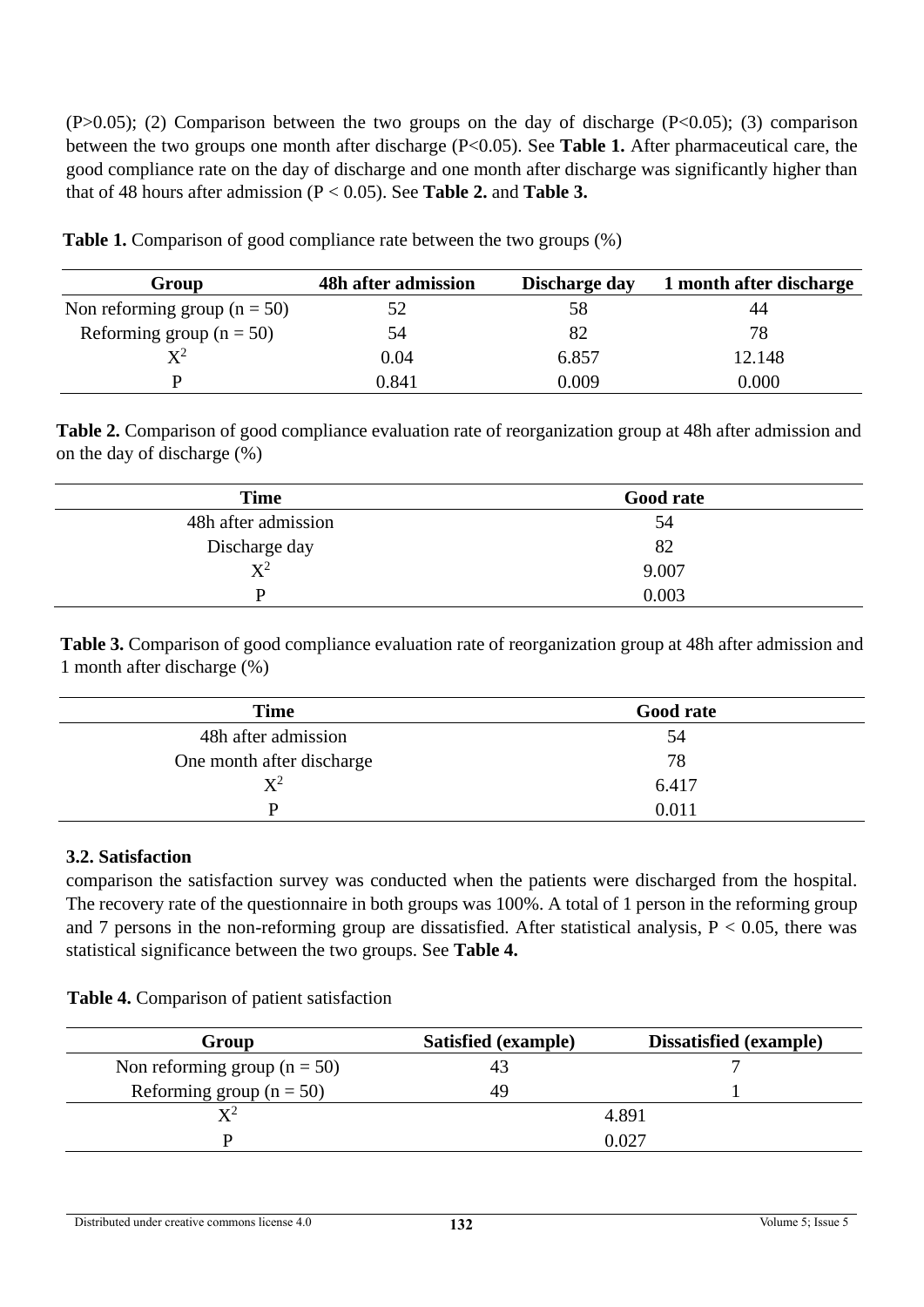($P>0.05$); (2) Comparison between the two groups on the day of discharge ($P<0.05$); (3) comparison between the two groups one month after discharge ($P<0.05$). See **Table 1.** After pharmaceutical care, the good compliance rate on the day of discharge and one month after discharge was significantly higher than that of 48 hours after admission ($P < 0.05$). See **Table 2.** and **Table 3.**

**Table 1.** Comparison of good compliance rate between the two groups (%)

| Group | 48h after admission | Discharge day | 1 month after discharge |
|---|---|---|---|
| Non reforming group (n = 50) | 52 | 58 | 44 |
| Reforming group (n = 50) | 54 | 82 | 78 |
| $X^2$ | 0.04 | 6.857 | 12.148 |
| P | 0.841 | 0.009 | 0.000 |

**Table 2.** Comparison of good compliance evaluation rate of reorganization group at 48h after admission and on the day of discharge (%)

| Time | Good rate |
|---|---|
| 48h after admission | 54 |
| Discharge day | 82 |
| $X^2$ | 9.007 |
| P | 0.003 |

**Table 3.** Comparison of good compliance evaluation rate of reorganization group at 48h after admission and 1 month after discharge (%)

| Time | Good rate |
|---|---|
| 48h after admission | 54 |
| One month after discharge | 78 |
| $X^2$ | 6.417 |
| P | 0.011 |

### 3.2. Satisfaction

comparison the satisfaction survey was conducted when the patients were discharged from the hospital. The recovery rate of the questionnaire in both groups was 100%. A total of 1 person in the reforming group and 7 persons in the non-reforming group are dissatisfied. After statistical analysis, $P < 0.05$, there was statistical significance between the two groups. See **Table 4.**

**Table 4.** Comparison of patient satisfaction

| Group | Satisfied (example) | Dissatisfied (example) |
|---|---|---|
| Non reforming group (n = 50) | 43 | 7 |
| Reforming group (n = 50) | 49 | 1 |
| $X^2$ | 4.891 | |
| P | 0.027 | |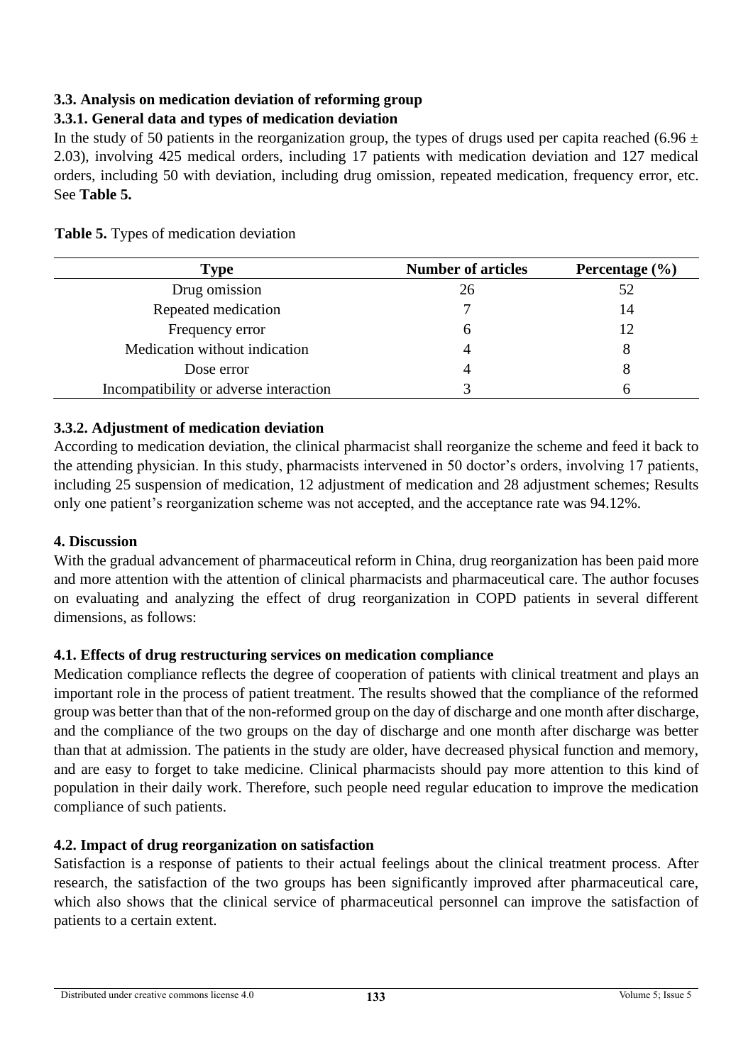### 3.3. Analysis on medication deviation of reforming group

#### 3.3.1. General data and types of medication deviation

In the study of 50 patients in the reorganization group, the types of drugs used per capita reached (6.96 ± 2.03), involving 425 medical orders, including 17 patients with medication deviation and 127 medical orders, including 50 with deviation, including drug omission, repeated medication, frequency error, etc. See **Table 5.**

**Table 5.** Types of medication deviation

| Type | Number of articles | Percentage (%) |
|---|---|---|
| Drug omission | 26 | 52 |
| Repeated medication | 7 | 14 |
| Frequency error | 6 | 12 |
| Medication without indication | 4 | 8 |
| Dose error | 4 | 8 |
| Incompatibility or adverse interaction | 3 | 6 |

#### 3.3.2. Adjustment of medication deviation

According to medication deviation, the clinical pharmacist shall reorganize the scheme and feed it back to the attending physician. In this study, pharmacists intervened in 50 doctor's orders, involving 17 patients, including 25 suspension of medication, 12 adjustment of medication and 28 adjustment schemes; Results only one patient's reorganization scheme was not accepted, and the acceptance rate was 94.12%.

## 4. Discussion

With the gradual advancement of pharmaceutical reform in China, drug reorganization has been paid more and more attention with the attention of clinical pharmacists and pharmaceutical care. The author focuses on evaluating and analyzing the effect of drug reorganization in COPD patients in several different dimensions, as follows:

### 4.1. Effects of drug restructuring services on medication compliance

Medication compliance reflects the degree of cooperation of patients with clinical treatment and plays an important role in the process of patient treatment. The results showed that the compliance of the reformed group was better than that of the non-reformed group on the day of discharge and one month after discharge, and the compliance of the two groups on the day of discharge and one month after discharge was better than that at admission. The patients in the study are older, have decreased physical function and memory, and are easy to forget to take medicine. Clinical pharmacists should pay more attention to this kind of population in their daily work. Therefore, such people need regular education to improve the medication compliance of such patients.

### 4.2. Impact of drug reorganization on satisfaction

Satisfaction is a response of patients to their actual feelings about the clinical treatment process. After research, the satisfaction of the two groups has been significantly improved after pharmaceutical care, which also shows that the clinical service of pharmaceutical personnel can improve the satisfaction of patients to a certain extent.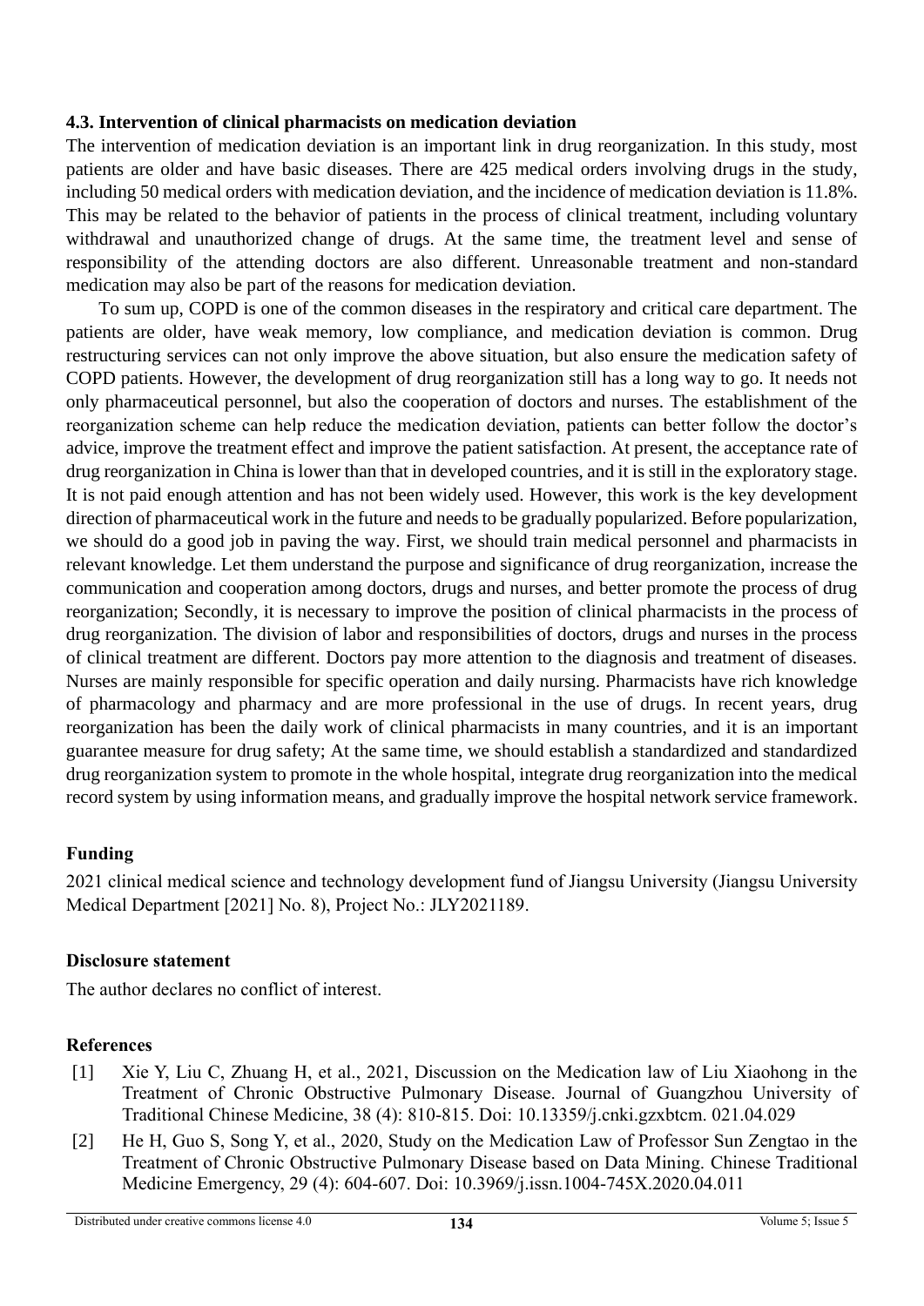### 4.3. Intervention of clinical pharmacists on medication deviation

The intervention of medication deviation is an important link in drug reorganization. In this study, most patients are older and have basic diseases. There are 425 medical orders involving drugs in the study, including 50 medical orders with medication deviation, and the incidence of medication deviation is 11.8%. This may be related to the behavior of patients in the process of clinical treatment, including voluntary withdrawal and unauthorized change of drugs. At the same time, the treatment level and sense of responsibility of the attending doctors are also different. Unreasonable treatment and non-standard medication may also be part of the reasons for medication deviation.

To sum up, COPD is one of the common diseases in the respiratory and critical care department. The patients are older, have weak memory, low compliance, and medication deviation is common. Drug restructuring services can not only improve the above situation, but also ensure the medication safety of COPD patients. However, the development of drug reorganization still has a long way to go. It needs not only pharmaceutical personnel, but also the cooperation of doctors and nurses. The establishment of the reorganization scheme can help reduce the medication deviation, patients can better follow the doctor's advice, improve the treatment effect and improve the patient satisfaction. At present, the acceptance rate of drug reorganization in China is lower than that in developed countries, and it is still in the exploratory stage. It is not paid enough attention and has not been widely used. However, this work is the key development direction of pharmaceutical work in the future and needs to be gradually popularized. Before popularization, we should do a good job in paving the way. First, we should train medical personnel and pharmacists in relevant knowledge. Let them understand the purpose and significance of drug reorganization, increase the communication and cooperation among doctors, drugs and nurses, and better promote the process of drug reorganization; Secondly, it is necessary to improve the position of clinical pharmacists in the process of drug reorganization. The division of labor and responsibilities of doctors, drugs and nurses in the process of clinical treatment are different. Doctors pay more attention to the diagnosis and treatment of diseases. Nurses are mainly responsible for specific operation and daily nursing. Pharmacists have rich knowledge of pharmacology and pharmacy and are more professional in the use of drugs. In recent years, drug reorganization has been the daily work of clinical pharmacists in many countries, and it is an important guarantee measure for drug safety; At the same time, we should establish a standardized and standardized drug reorganization system to promote in the whole hospital, integrate drug reorganization into the medical record system by using information means, and gradually improve the hospital network service framework.

## Funding

2021 clinical medical science and technology development fund of Jiangsu University (Jiangsu University Medical Department [2021] No. 8), Project No.: JLY2021189.

## Disclosure statement

The author declares no conflict of interest.

## References

[1] Xie Y, Liu C, Zhuang H, et al., 2021, Discussion on the Medication law of Liu Xiaohong in the Treatment of Chronic Obstructive Pulmonary Disease. Journal of Guangzhou University of Traditional Chinese Medicine, 38 (4): 810-815. Doi: 10.13359/j.cnki.gzxbtcm. 021.04.029

[2] He H, Guo S, Song Y, et al., 2020, Study on the Medication Law of Professor Sun Zengtao in the Treatment of Chronic Obstructive Pulmonary Disease based on Data Mining. Chinese Traditional Medicine Emergency, 29 (4): 604-607. Doi: 10.3969/j.issn.1004-745X.2020.04.011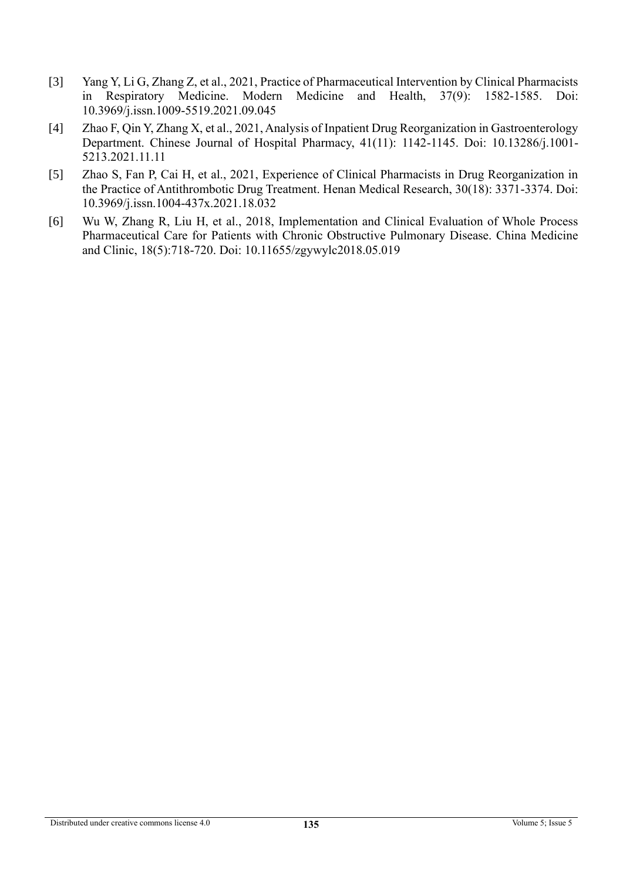[3] Yang Y, Li G, Zhang Z, et al., 2021, Practice of Pharmaceutical Intervention by Clinical Pharmacists in Respiratory Medicine. Modern Medicine and Health, 37(9): 1582-1585. Doi: 10.3969/j.issn.1009-5519.2021.09.045

[4] Zhao F, Qin Y, Zhang X, et al., 2021, Analysis of Inpatient Drug Reorganization in Gastroenterology Department. Chinese Journal of Hospital Pharmacy, 41(11): 1142-1145. Doi: 10.13286/j.1001-5213.2021.11.11

[5] Zhao S, Fan P, Cai H, et al., 2021, Experience of Clinical Pharmacists in Drug Reorganization in the Practice of Antithrombotic Drug Treatment. Henan Medical Research, 30(18): 3371-3374. Doi: 10.3969/j.issn.1004-437x.2021.18.032

[6] Wu W, Zhang R, Liu H, et al., 2018, Implementation and Clinical Evaluation of Whole Process Pharmaceutical Care for Patients with Chronic Obstructive Pulmonary Disease. China Medicine and Clinic, 18(5):718-720. Doi: 10.11655/zgywylc2018.05.019